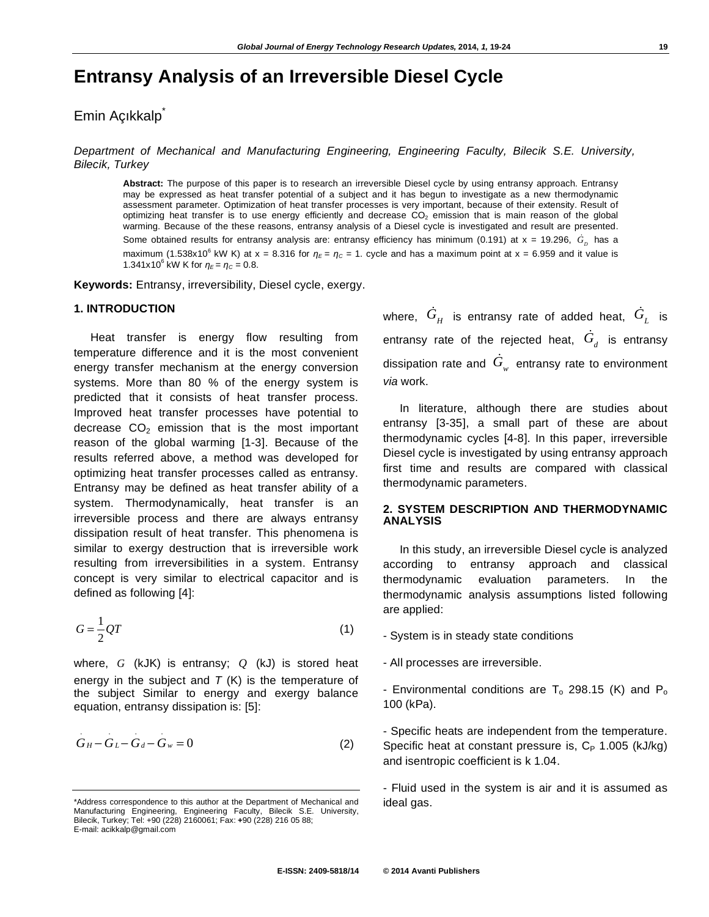# Entransy Analysis of an Irreversible Diesel Cycle

Emin Açıkkalp*

*Department of Mechanical and Manufacturing Engineering, Engineering Faculty, Bilecik S.E. University, Bilecik, Turkey*

**Abstract:** The purpose of this paper is to research an irreversible Diesel cycle by using entransy approach. Entransy may be expressed as heat transfer potential of a subject and it has begun to investigate as a new thermodynamic assessment parameter. Optimization of heat transfer processes is very important, because of their extensity. Result of optimizing heat transfer is to use energy efficiently and decrease $CO_2$ emission that is main reason of the global warming. Because of the these reasons, entransy analysis of a Diesel cycle is investigated and result are presented. Some obtained results for entransy analysis are: entransy efficiency has minimum (0.191) at x = 19.296, $\dot{G}_D$ has a maximum (1.538x10$^6$ kW K) at x = 8.316 for $\eta_E = \eta_C = 1$. cycle and has a maximum point at x = 6.959 and it value is 1.341x10$^6$ kW K for $\eta_E = \eta_C = 0.8$.

**Keywords:** Entransy, irreversibility, Diesel cycle, exergy.

## 1. INTRODUCTION

Heat transfer is energy flow resulting from temperature difference and it is the most convenient energy transfer mechanism at the energy conversion systems. More than 80 % of the energy system is predicted that it consists of heat transfer process. Improved heat transfer processes have potential to decrease $CO_2$ emission that is the most important reason of the global warming [1-3]. Because of the results referred above, a method was developed for optimizing heat transfer processes called as entransy. Entransy may be defined as heat transfer ability of a system. Thermodynamically, heat transfer is an irreversible process and there are always entransy dissipation result of heat transfer. This phenomena is similar to exergy destruction that is irreversible work resulting from irreversibilities in a system. Entransy concept is very similar to electrical capacitor and is defined as following [4]:

$$G = \frac{1}{2}QT \tag{1}$$

where, $G$ (kJK) is entransy; $Q$ (kJ) is stored heat energy in the subject and $T$ (K) is the temperature of the subject Similar to energy and exergy balance equation, entransy dissipation is: [5]:

$$\dot{G}_H - \dot{G}_L - \dot{G}_d - \dot{G}_w = 0 \tag{2}$$

where, $\dot{G}_H$ is entransy rate of added heat, $\dot{G}_L$ is entransy rate of the rejected heat, $\dot{G}_d$ is entransy dissipation rate and $\dot{G}_w$ entransy rate to environment *via* work.

In literature, although there are studies about entransy [3-35], a small part of these are about thermodynamic cycles [4-8]. In this paper, irreversible Diesel cycle is investigated by using entransy approach first time and results are compared with classical thermodynamic parameters.

## 2. SYSTEM DESCRIPTION AND THERMODYNAMIC ANALYSIS

In this study, an irreversible Diesel cycle is analyzed according to entransy approach and classical thermodynamic evaluation parameters. In the thermodynamic analysis assumptions listed following are applied:

- System is in steady state conditions

- All processes are irreversible.

- Environmental conditions are $T_o$ 298.15 (K) and $P_o$ 100 (kPa).

- Specific heats are independent from the temperature. Specific heat at constant pressure is, $C_P$ 1.005 (kJ/kg) and isentropic coefficient is k 1.04.

- Fluid used in the system is air and it is assumed as ideal gas.

*Address correspondence to this author at the Department of Mechanical and Manufacturing Engineering, Engineering Faculty, Bilecik S.E. University, Bilecik, Turkey; Tel: +90 (228) 2160061; Fax: +90 (228) 216 05 88; E-mail: acikkalp@gmail.com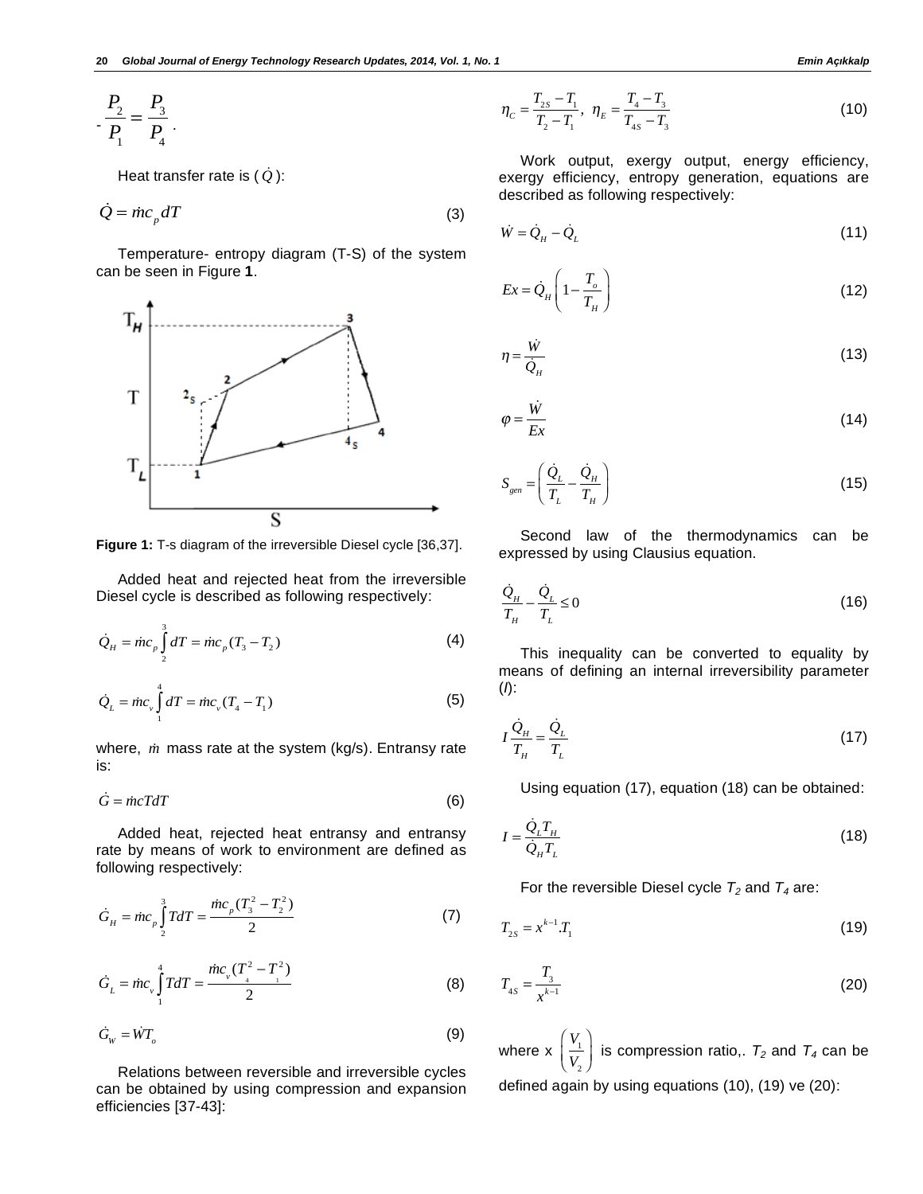$$- \frac{P_2}{P_1} = \frac{P_3}{P_4}.$$

Heat transfer rate is ($\dot{Q}$):

$$\dot{Q} = \dot{m}c_p dT \tag{3}$$

Temperature- entropy diagram (T-S) of the system can be seen in Figure **1**.

**Figure 1:** T-s diagram of the irreversible Diesel cycle [36,37].

Added heat and rejected heat from the irreversible Diesel cycle is described as following respectively:

$$\dot{Q}_H = \dot{m}c_p \int_2^3 dT = \dot{m}c_p (T_3 - T_2) \tag{4}$$

$$\dot{Q}_L = \dot{m}c_v \int_1^4 dT = \dot{m}c_v (T_4 - T_1) \tag{5}$$

where, $\dot{m}$ mass rate at the system (kg/s). Entransy rate is:

$$\dot{G} = \dot{m}cTdT \tag{6}$$

Added heat, rejected heat entransy and entransy rate by means of work to environment are defined as following respectively:

$$\dot{G}_H = \dot{m}c_p \int_2^3 TdT = \frac{\dot{m}c_p (T_3^2 - T_2^2)}{2} \tag{7}$$

$$\dot{G}_L = \dot{m}c_v \int_1^4 TdT = \frac{\dot{m}c_v (T_4^2 - T_1^2)}{2} \tag{8}$$

$$\dot{G}_W = \dot{W}T_o \tag{9}$$

Relations between reversible and irreversible cycles can be obtained by using compression and expansion efficiencies [37-43]:

$$\eta_C = \frac{T_{2S} - T_1}{T_2 - T_1}, \; \eta_E = \frac{T_4 - T_3}{T_{4S} - T_3} \tag{10}$$

Work output, exergy output, energy efficiency, exergy efficiency, entropy generation, equations are described as following respectively:

$$\dot{W} = \dot{Q}_H - \dot{Q}_L \tag{11}$$

$$Ex = \dot{Q}_H \left(1 - \frac{T_o}{T_H}\right) \tag{12}$$

$$\eta = \frac{\dot{W}}{\dot{Q}_H} \tag{13}$$

$$\varphi = \frac{\dot{W}}{Ex} \tag{14}$$

$$S_{gen} = \left(\frac{\dot{Q}_L}{T_L} - \frac{\dot{Q}_H}{T_H}\right) \tag{15}$$

Second law of the thermodynamics can be expressed by using Clausius equation.

$$\frac{\dot{Q}_H}{T_H} - \frac{\dot{Q}_L}{T_L} \leq 0 \tag{16}$$

This inequality can be converted to equality by means of defining an internal irreversibility parameter ($I$):

$$I \frac{\dot{Q}_H}{T_H} = \frac{\dot{Q}_L}{T_L} \tag{17}$$

Using equation (17), equation (18) can be obtained:

$$I = \frac{\dot{Q}_L T_H}{\dot{Q}_H T_L} \tag{18}$$

For the reversible Diesel cycle $T_2$ and $T_4$ are:

$$T_{2S} = x^{k-1}.T_1 \tag{19}$$

$$T_{4S} = \frac{T_3}{x^{k-1}} \tag{20}$$

where x $\left(\frac{V_1}{V_2}\right)$ is compression ratio,. $T_2$ and $T_4$ can be defined again by using equations (10), (19) ve (20):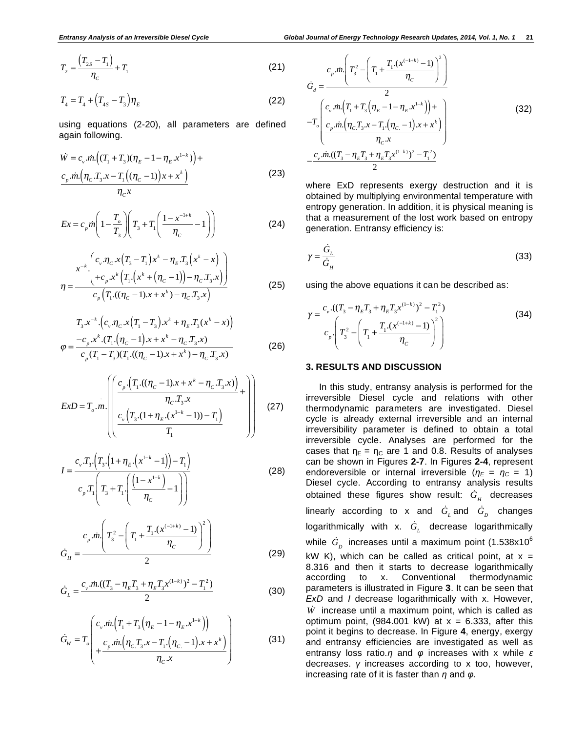$$T_2 = \frac{\left(T_{2S} - T_1\right)}{\eta_C} + T_1 \tag{21}$$

$$T_4 = T_4 + \left(T_{4S} - T_3\right)\eta_E \tag{22}$$

using equations (2-20), all parameters are defined again following.

$$\dot{W} = c_v.\dot{m}.\left((T_1 + T_3)(\eta_E - 1 - \eta_E.x^{1-k})\right) + \frac{c_p.\dot{m}.\left(\eta_C.T_3.x - T_1\left((\eta_C - 1)\right)x + x^k\right)}{\eta_C x} \tag{23}$$

$$Ex = c_p \dot{m}\left(1 - \frac{T_o}{T_3}\right)\left(T_3 + T_1\left(\frac{1 - x^{-1+k}}{\eta_C} - 1\right)\right) \tag{24}$$

$$\eta = \frac{x^{-k}.\left(\begin{array}{l} c_v.\eta_C.x\left(T_3 - T_1\right)x^k - \eta_E.T_3\left(x^k - x\right) \\ +c_p.x^k\left(T_1.\left(x^k + \left(\eta_C - 1\right)\right) - \eta_C.T_3.x\right)\end{array}\right)}{c_p\left(T_1.((\eta_C - 1).x + x^k) - \eta_C.T_3.x\right)} \tag{25}$$

$$\varphi = \frac{\begin{array}{c} T_3.x^{-k}.\left(c_v.\eta_C.x\left(T_1 - T_3\right).x^k + \eta_E.T_3(x^k - x)\right) \\ -c_p.x^k.(T_1.\left(\eta_C - 1\right).x + x^k - \eta_C.T_3.x)\end{array}}{c_p(T_1 - T_3)(T_1.((\eta_C - 1).x + x^k) - \eta_C.T_3.x)} \tag{26}$$

$$ExD = T_o.\dot{m}.\left(\left(\begin{array}{c}\dfrac{c_p.\left(T_1.((\eta_C - 1).x + x^k - \eta_C.T_3.x)\right)}{\eta_C.T_3.x} + \\ \dfrac{c_v\left(T_3.(1 + \eta_E.(x^{1-k} - 1)) - T_1\right)}{T_1}\end{array}\right)\right) \tag{27}$$

$$I = \frac{c_v.T_3.\left(T_3.\left(1 + \eta_E.\left(x^{1-k} - 1\right)\right) - T_1\right)}{c_p.T_1\left(T_3 + T_1.\left(\dfrac{\left(1 - x^{1-k}\right)}{\eta_C} - 1\right)\right)} \tag{28}$$

$$\dot{G}_H = \frac{c_p.\dot{m}.\left(T_3^2 - \left(T_1 + \dfrac{T_1.(x^{(-1+k)} - 1)}{\eta_C}\right)^2\right)}{2} \tag{29}$$

$$\dot{G}_L = \frac{c_v.\dot{m}.((T_3 - \eta_E T_3 + \eta_E T_3 x^{(1-k)})^2 - T_1^2)}{2} \tag{30}$$

$$\dot{G}_W = T_o\left(\begin{array}{c} c_v.\dot{m}.\left(T_1 + T_3\left(\eta_E - 1 - \eta_E.x^{1-k}\right)\right) \\ +\dfrac{c_p.\dot{m}.\left(\eta_C.T_3.x - T_1.\left(\eta_C - 1\right).x + x^k\right)}{\eta_C.x}\end{array}\right) \tag{31}$$

$$\dot{G}_d = \frac{c_p.\dot{m}.\left(T_3^2 - \left(T_1 + \dfrac{T_1.(x^{(-1+k)} - 1)}{\eta_C}\right)^2\right)}{2} - T_o\left(\begin{array}{c} c_v.\dot{m}.\left(T_1 + T_3\left(\eta_E - 1 - \eta_E.x^{1-k}\right)\right) + \\ \dfrac{c_p.\dot{m}.\left(\eta_C.T_3.x - T_1.\left(\eta_C - 1\right).x + x^k\right)}{\eta_C.x}\end{array}\right) - \frac{c_v.\dot{m}.((T_3 - \eta_E T_3 + \eta_E T_3 x^{(1-k)})^2 - T_1^2)}{2} \tag{32}$$

where ExD represents exergy destruction and it is obtained by multiplying environmental temperature with entropy generation. In addition, it is physical meaning is that a measurement of the lost work based on entropy generation. Entransy efficiency is:

$$\gamma = \frac{\dot{G}_L}{\dot{G}_H} \tag{33}$$

using the above equations it can be described as:

$$\gamma = \frac{c_v.((T_3 - \eta_E T_3 + \eta_E T_3 x^{(1-k)})^2 - T_1^2)}{c_p.\left(T_3^2 - \left(T_1 + \dfrac{T_1.(x^{(-1+k)} - 1)}{\eta_C}\right)^2\right)} \tag{34}$$

## 3. RESULTS AND DISCUSSION

In this study, entransy analysis is performed for the irreversible Diesel cycle and relations with other thermodynamic parameters are investigated. Diesel cycle is already external irreversible and an internal irreversibility parameter is defined to obtain a total irreversible cycle. Analyses are performed for the cases that $\eta_E = \eta_C$ are 1 and 0.8. Results of analyses can be shown in Figures **2-7**. In Figures **2-4**, represent endoreversible or internal irreversible ($\eta_E = \eta_C = 1$) Diesel cycle. According to entransy analysis results obtained these figures show result: $\dot{G}_H$ decreases linearly according to x and $\dot{G}_L$ and $\dot{G}_D$ changes logarithmically with x. $\dot{G}_L$ decrease logarithmically while $\dot{G}_D$ increases until a maximum point ($1.538 \times 10^6$ kW K), which can be called as critical point, at x = 8.316 and then it starts to decrease logarithmically according to x. Conventional thermodynamic parameters is illustrated in Figure **3**. It can be seen that *ExD* and *I* decrease logarithmically with x. However, $\dot{W}$ increase until a maximum point, which is called as optimum point, (984.001 kW) at x = 6.333, after this point it begins to decrease. In Figure **4**, energy, exergy and entransy efficiencies are investigated as well as entransy loss ratio.*η* and *φ* increases with x while *ε* decreases. *γ* increases according to x too, however, increasing rate of it is faster than *η* and *φ*.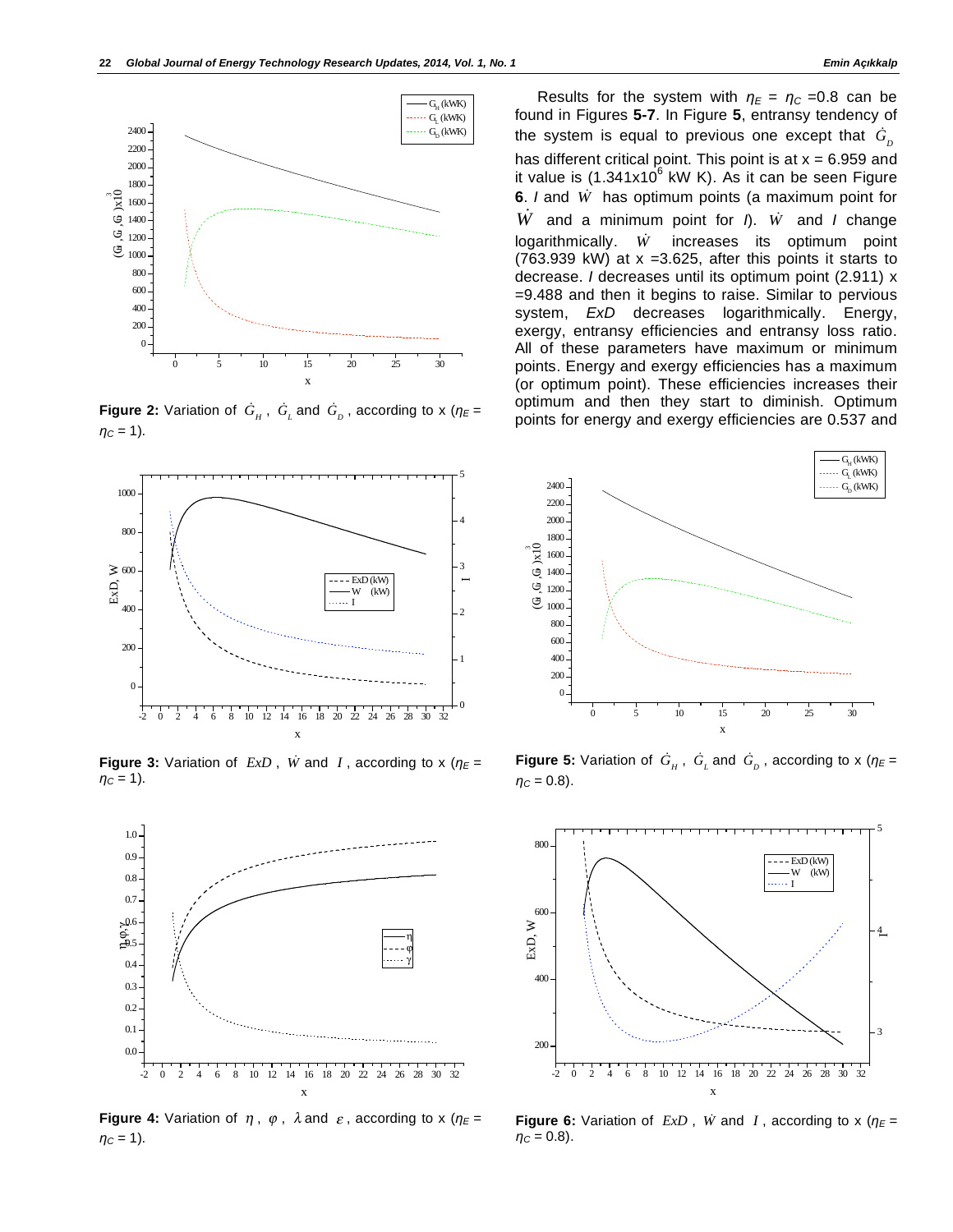Results for the system with $\eta_E = \eta_C$ =0.8 can be found in Figures **5-7**. In Figure **5**, entransy tendency of the system is equal to previous one except that $\dot{G}_D$ has different critical point. This point is at x = 6.959 and it value is (1.341x10$^6$ kW K). As it can be seen Figure **6**. $I$ and $\dot{W}$ has optimum points (a maximum point for $\dot{W}$ and a minimum point for $I$). $\dot{W}$ and $I$ change logarithmically. $\dot{W}$ increases its optimum point (763.939 kW) at x =3.625, after this points it starts to decrease. $I$ decreases until its optimum point (2.911) x =9.488 and then it begins to raise. Similar to pervious system, *ExD* decreases logarithmically. Energy, exergy, entransy efficiencies and entransy loss ratio. All of these parameters have maximum or minimum points. Energy and exergy efficiencies has a maximum (or optimum point). These efficiencies increases their optimum and then they start to diminish. Optimum points for energy and exergy efficiencies are 0.537 and

**Figure 2:** Variation of $\dot{G}_H$, $\dot{G}_L$ and $\dot{G}_D$, according to x ($\eta_E = \eta_C$ = 1).

**Figure 3:** Variation of $ExD$, $\dot{W}$ and $I$, according to x ($\eta_E = \eta_C$ = 1).

**Figure 4:** Variation of $\eta$, $\varphi$, $\lambda$ and $\varepsilon$, according to x ($\eta_E = \eta_C$ = 1).

**Figure 5:** Variation of $\dot{G}_H$, $\dot{G}_L$ and $\dot{G}_D$, according to x ($\eta_E = \eta_C$ = 0.8).

**Figure 6:** Variation of $ExD$, $\dot{W}$ and $I$, according to x ($\eta_E = \eta_C$ = 0.8).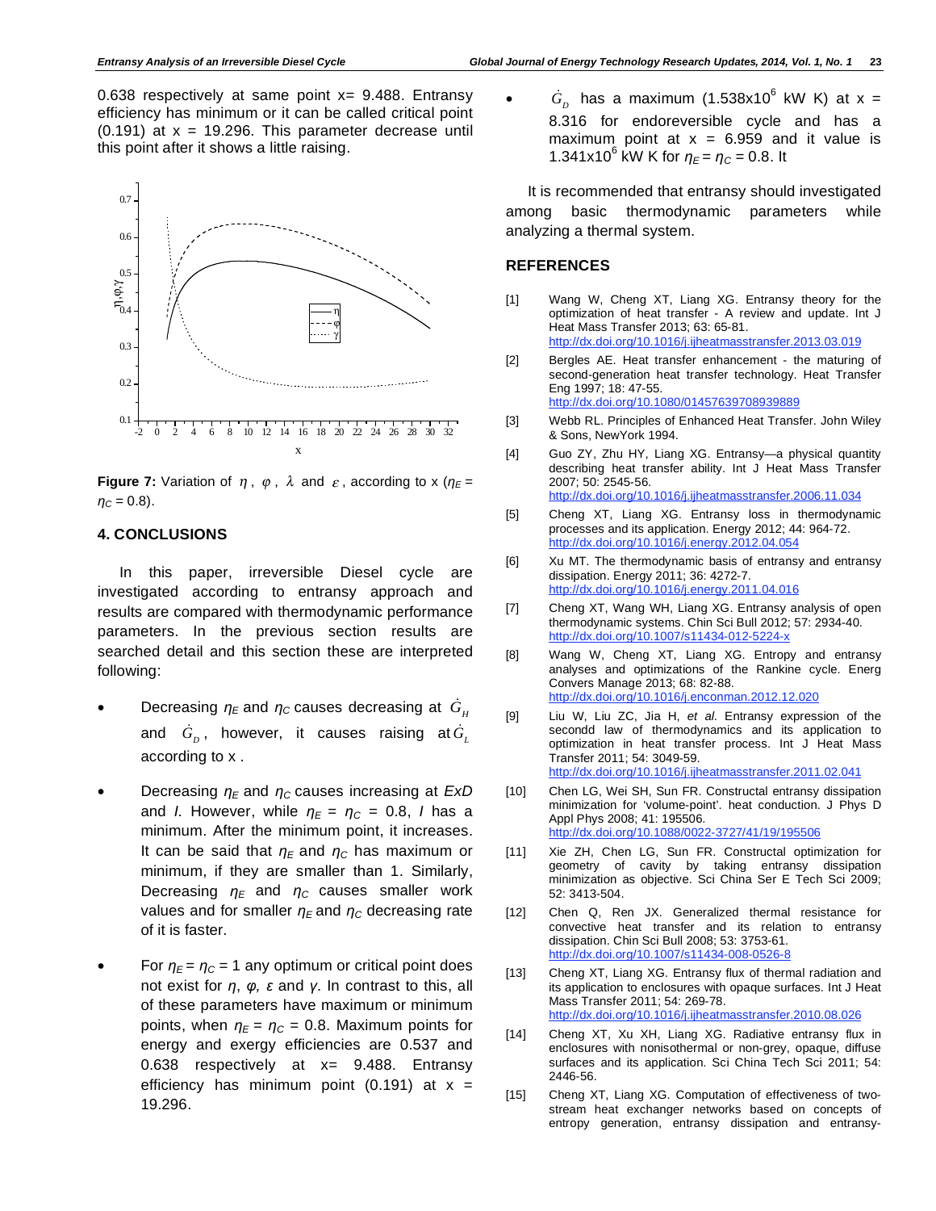0.638 respectively at same point x= 9.488. Entransy efficiency has minimum or it can be called critical point (0.191) at x = 19.296. This parameter decrease until this point after it shows a little raising.

**Figure 7:** Variation of $\eta$, $\varphi$, $\lambda$ and $\varepsilon$, according to x ($\eta_E$ = $\eta_C$ = 0.8).

## 4. CONCLUSIONS

In this paper, irreversible Diesel cycle are investigated according to entransy approach and results are compared with thermodynamic performance parameters. In the previous section results are searched detail and this section these are interpreted following:

- Decreasing $\eta_E$ and $\eta_C$ causes decreasing at $\dot{G}_H$ and $\dot{G}_D$, however, it causes raising at $\dot{G}_L$ according to x .
- Decreasing $\eta_E$ and $\eta_C$ causes increasing at *ExD* and *I*. However, while $\eta_E$ = $\eta_C$ = 0.8, *I* has a minimum. After the minimum point, it increases. It can be said that $\eta_E$ and $\eta_C$ has maximum or minimum, if they are smaller than 1. Similarly, Decreasing $\eta_E$ and $\eta_C$ causes smaller work values and for smaller $\eta_E$ and $\eta_C$ decreasing rate of it is faster.
- For $\eta_E$ = $\eta_C$ = 1 any optimum or critical point does not exist for $\eta$, $\varphi$, $\varepsilon$ and $\gamma$. In contrast to this, all of these parameters have maximum or minimum points, when $\eta_E$ = $\eta_C$ = 0.8. Maximum points for energy and exergy efficiencies are 0.537 and 0.638 respectively at x= 9.488. Entransy efficiency has minimum point (0.191) at x = 19.296.
- $\dot{G}_D$ has a maximum (1.538x$10^6$ kW K) at x = 8.316 for endoreversible cycle and has a maximum point at x = 6.959 and it value is 1.341x$10^6$ kW K for $\eta_E$ = $\eta_C$ = 0.8. It

It is recommended that entransy should investigated among basic thermodynamic parameters while analyzing a thermal system.

## REFERENCES

[1] Wang W, Cheng XT, Liang XG. Entransy theory for the optimization of heat transfer - A review and update. Int J Heat Mass Transfer 2013; 63: 65-81. http://dx.doi.org/10.1016/j.ijheatmasstransfer.2013.03.019

[2] Bergles AE. Heat transfer enhancement - the maturing of second-generation heat transfer technology. Heat Transfer Eng 1997; 18: 47-55. http://dx.doi.org/10.1080/01457639708939889

[3] Webb RL. Principles of Enhanced Heat Transfer. John Wiley & Sons, NewYork 1994.

[4] Guo ZY, Zhu HY, Liang XG. Entransy—a physical quantity describing heat transfer ability. Int J Heat Mass Transfer 2007; 50: 2545-56. http://dx.doi.org/10.1016/j.ijheatmasstransfer.2006.11.034

[5] Cheng XT, Liang XG. Entransy loss in thermodynamic processes and its application. Energy 2012; 44: 964-72. http://dx.doi.org/10.1016/j.energy.2012.04.054

[6] Xu MT. The thermodynamic basis of entransy and entransy dissipation. Energy 2011; 36: 4272-7. http://dx.doi.org/10.1016/j.energy.2011.04.016

[7] Cheng XT, Wang WH, Liang XG. Entransy analysis of open thermodynamic systems. Chin Sci Bull 2012; 57: 2934-40. http://dx.doi.org/10.1007/s11434-012-5224-x

[8] Wang W, Cheng XT, Liang XG. Entropy and entransy analyses and optimizations of the Rankine cycle. Energ Convers Manage 2013; 68: 82-88. http://dx.doi.org/10.1016/j.enconman.2012.12.020

[9] Liu W, Liu ZC, Jia H, *et al.* Entransy expression of the secondd law of thermodynamics and its application to optimization in heat transfer process. Int J Heat Mass Transfer 2011; 54: 3049-59. http://dx.doi.org/10.1016/j.ijheatmasstransfer.2011.02.041

[10] Chen LG, Wei SH, Sun FR. Constructal entransy dissipation minimization for 'volume-point'. heat conduction. J Phys D Appl Phys 2008; 41: 195506. http://dx.doi.org/10.1088/0022-3727/41/19/195506

[11] Xie ZH, Chen LG, Sun FR. Constructal optimization for geometry of cavity by taking entransy dissipation minimization as objective. Sci China Ser E Tech Sci 2009; 52: 3413-504.

[12] Chen Q, Ren JX. Generalized thermal resistance for convective heat transfer and its relation to entransy dissipation. Chin Sci Bull 2008; 53: 3753-61. http://dx.doi.org/10.1007/s11434-008-0526-8

[13] Cheng XT, Liang XG. Entransy flux of thermal radiation and its application to enclosures with opaque surfaces. Int J Heat Mass Transfer 2011; 54: 269-78. http://dx.doi.org/10.1016/j.ijheatmasstransfer.2010.08.026

[14] Cheng XT, Xu XH, Liang XG. Radiative entransy flux in enclosures with nonisothermal or non-grey, opaque, diffuse surfaces and its application. Sci China Tech Sci 2011; 54: 2446-56.

[15] Cheng XT, Liang XG. Computation of effectiveness of two-stream heat exchanger networks based on concepts of entropy generation, entransy dissipation and entransy-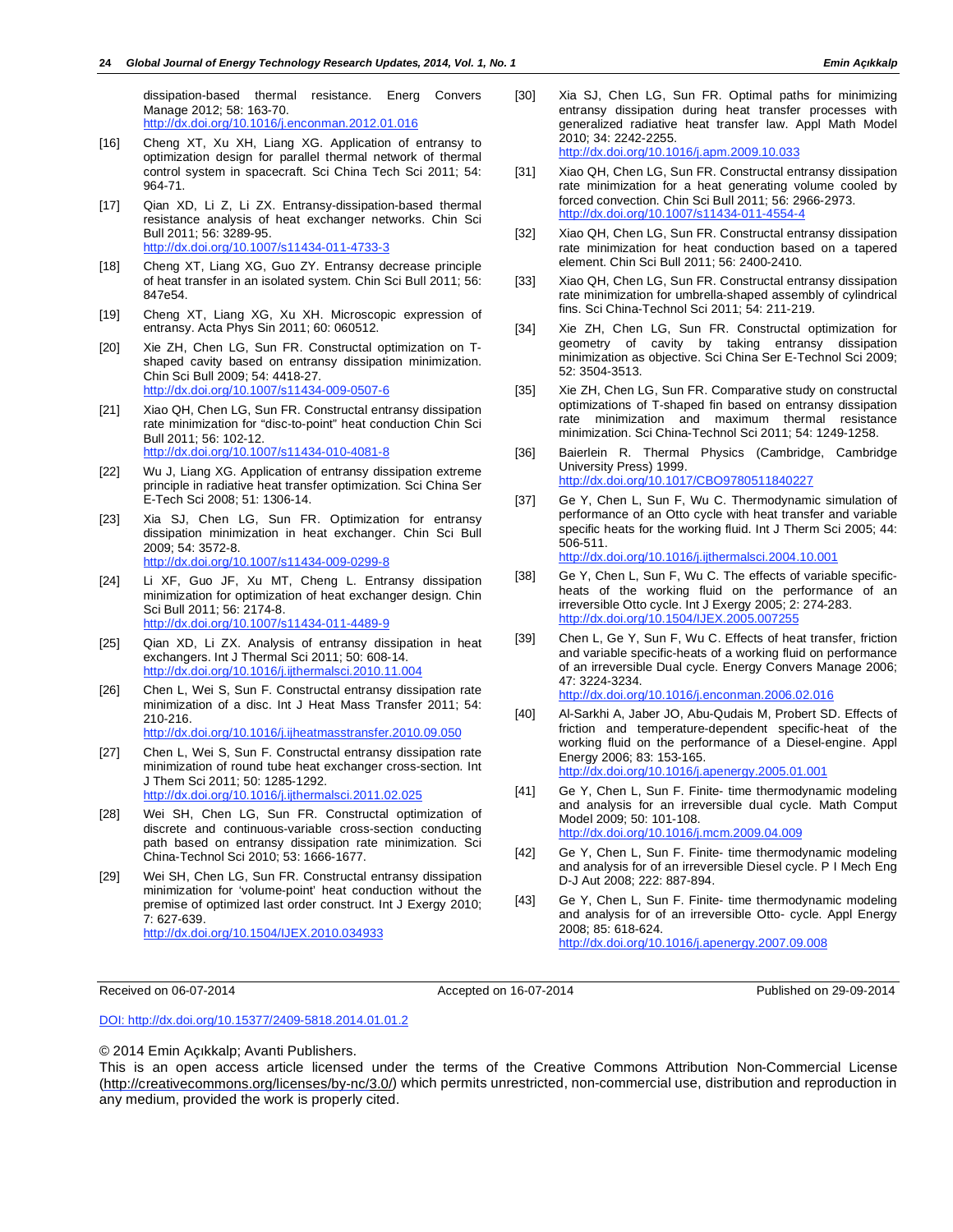dissipation-based thermal resistance. Energ Convers Manage 2012; 58: 163-70. http://dx.doi.org/10.1016/j.enconman.2012.01.016

[16] Cheng XT, Xu XH, Liang XG. Application of entransy to optimization design for parallel thermal network of thermal control system in spacecraft. Sci China Tech Sci 2011; 54: 964-71.

[17] Qian XD, Li Z, Li ZX. Entransy-dissipation-based thermal resistance analysis of heat exchanger networks. Chin Sci Bull 2011; 56: 3289-95. http://dx.doi.org/10.1007/s11434-011-4733-3

[18] Cheng XT, Liang XG, Guo ZY. Entransy decrease principle of heat transfer in an isolated system. Chin Sci Bull 2011; 56: 847e54.

[19] Cheng XT, Liang XG, Xu XH. Microscopic expression of entransy. Acta Phys Sin 2011; 60: 060512.

[20] Xie ZH, Chen LG, Sun FR. Constructal optimization on T-shaped cavity based on entransy dissipation minimization. Chin Sci Bull 2009; 54: 4418-27. http://dx.doi.org/10.1007/s11434-009-0507-6

[21] Xiao QH, Chen LG, Sun FR. Constructal entransy dissipation rate minimization for "disc-to-point" heat conduction Chin Sci Bull 2011; 56: 102-12. http://dx.doi.org/10.1007/s11434-010-4081-8

[22] Wu J, Liang XG. Application of entransy dissipation extreme principle in radiative heat transfer optimization. Sci China Ser E-Tech Sci 2008; 51: 1306-14.

[23] Xia SJ, Chen LG, Sun FR. Optimization for entransy dissipation minimization in heat exchanger. Chin Sci Bull 2009; 54: 3572-8. http://dx.doi.org/10.1007/s11434-009-0299-8

[24] Li XF, Guo JF, Xu MT, Cheng L. Entransy dissipation minimization for optimization of heat exchanger design. Chin Sci Bull 2011; 56: 2174-8. http://dx.doi.org/10.1007/s11434-011-4489-9

[25] Qian XD, Li ZX. Analysis of entransy dissipation in heat exchangers. Int J Thermal Sci 2011; 50: 608-14. http://dx.doi.org/10.1016/j.ijthermalsci.2010.11.004

[26] Chen L, Wei S, Sun F. Constructal entransy dissipation rate minimization of a disc. Int J Heat Mass Transfer 2011; 54: 210-216. http://dx.doi.org/10.1016/j.ijheatmasstransfer.2010.09.050

[27] Chen L, Wei S, Sun F. Constructal entransy dissipation rate minimization of round tube heat exchanger cross-section. Int J Them Sci 2011; 50: 1285-1292. http://dx.doi.org/10.1016/j.ijthermalsci.2011.02.025

[28] Wei SH, Chen LG, Sun FR. Constructal optimization of discrete and continuous-variable cross-section conducting path based on entransy dissipation rate minimization. Sci China-Technol Sci 2010; 53: 1666-1677.

[29] Wei SH, Chen LG, Sun FR. Constructal entransy dissipation minimization for 'volume-point' heat conduction without the premise of optimized last order construct. Int J Exergy 2010; 7: 627-639. http://dx.doi.org/10.1504/IJEX.2010.034933

[30] Xia SJ, Chen LG, Sun FR. Optimal paths for minimizing entransy dissipation during heat transfer processes with generalized radiative heat transfer law. Appl Math Model 2010; 34: 2242-2255. http://dx.doi.org/10.1016/j.apm.2009.10.033

[31] Xiao QH, Chen LG, Sun FR. Constructal entransy dissipation rate minimization for a heat generating volume cooled by forced convection. Chin Sci Bull 2011; 56: 2966-2973. http://dx.doi.org/10.1007/s11434-011-4554-4

[32] Xiao QH, Chen LG, Sun FR. Constructal entransy dissipation rate minimization for heat conduction based on a tapered element. Chin Sci Bull 2011; 56: 2400-2410.

[33] Xiao QH, Chen LG, Sun FR. Constructal entransy dissipation rate minimization for umbrella-shaped assembly of cylindrical fins. Sci China-Technol Sci 2011; 54: 211-219.

[34] Xie ZH, Chen LG, Sun FR. Constructal optimization for geometry of cavity by taking entransy dissipation minimization as objective. Sci China Ser E-Technol Sci 2009; 52: 3504-3513.

[35] Xie ZH, Chen LG, Sun FR. Comparative study on constructal optimizations of T-shaped fin based on entransy dissipation rate minimization and maximum thermal resistance minimization. Sci China-Technol Sci 2011; 54: 1249-1258.

[36] Baierlein R. Thermal Physics (Cambridge, Cambridge University Press) 1999. http://dx.doi.org/10.1017/CBO9780511840227

[37] Ge Y, Chen L, Sun F, Wu C. Thermodynamic simulation of performance of an Otto cycle with heat transfer and variable specific heats for the working fluid. Int J Therm Sci 2005; 44: 506-511. http://dx.doi.org/10.1016/j.ijthermalsci.2004.10.001

[38] Ge Y, Chen L, Sun F, Wu C. The effects of variable specific-heats of the working fluid on the performance of an irreversible Otto cycle. Int J Exergy 2005; 2: 274-283. http://dx.doi.org/10.1504/IJEX.2005.007255

[39] Chen L, Ge Y, Sun F, Wu C. Effects of heat transfer, friction and variable specific-heats of a working fluid on performance of an irreversible Dual cycle. Energy Convers Manage 2006; 47: 3224-3234. http://dx.doi.org/10.1016/j.enconman.2006.02.016

[40] Al-Sarkhi A, Jaber JO, Abu-Qudais M, Probert SD. Effects of friction and temperature-dependent specific-heat of the working fluid on the performance of a Diesel-engine. Appl Energy 2006; 83: 153-165. http://dx.doi.org/10.1016/j.apenergy.2005.01.001

[41] Ge Y, Chen L, Sun F. Finite- time thermodynamic modeling and analysis for an irreversible dual cycle. Math Comput Model 2009; 50: 101-108. http://dx.doi.org/10.1016/j.mcm.2009.04.009

[42] Ge Y, Chen L, Sun F. Finite- time thermodynamic modeling and analysis for of an irreversible Diesel cycle. P I Mech Eng D-J Aut 2008; 222: 887-894.

[43] Ge Y, Chen L, Sun F. Finite- time thermodynamic modeling and analysis for of an irreversible Otto- cycle. Appl Energy 2008; 85: 618-624. http://dx.doi.org/10.1016/j.apenergy.2007.09.008

Received on 06-07-2014 Accepted on 16-07-2014 Published on 29-09-2014

DOI: http://dx.doi.org/10.15377/2409-5818.2014.01.01.2

© 2014 Emin Açıkkalp; Avanti Publishers.

This is an open access article licensed under the terms of the Creative Commons Attribution Non-Commercial License (http://creativecommons.org/licenses/by-nc/3.0/) which permits unrestricted, non-commercial use, distribution and reproduction in any medium, provided the work is properly cited.